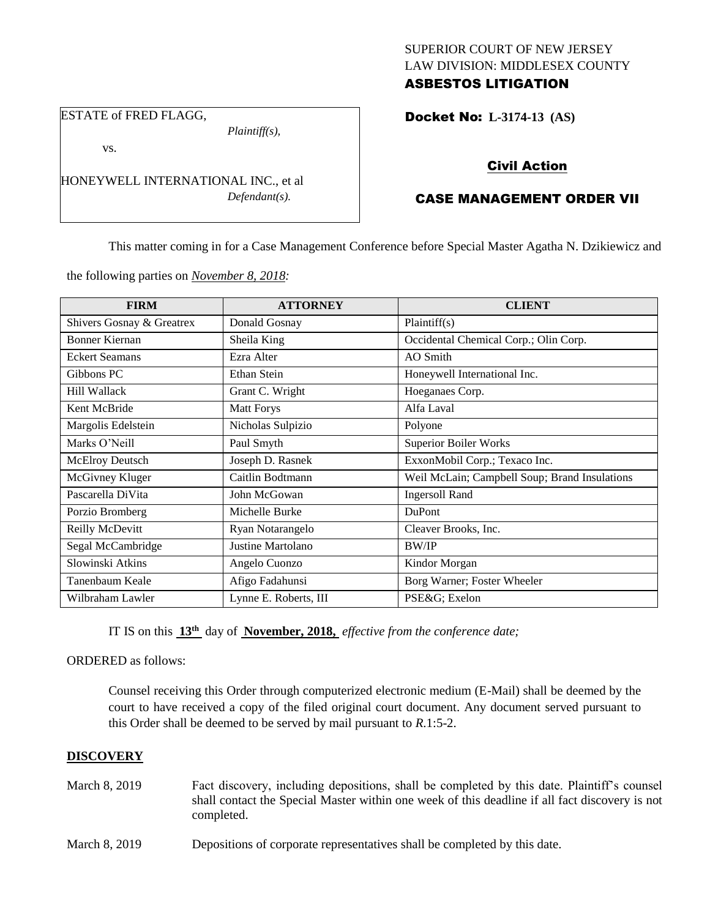SUPERIOR COURT OF NEW JERSEY
LAW DIVISION: MIDDLESEX COUNTY
**ASBESTOS LITIGATION**

ESTATE of FRED FLAGG,
*Plaintiff(s),*
vs.
HONEYWELL INTERNATIONAL INC., et al
*Defendant(s).*

**Docket No: L-3174-13 (AS)**

**Civil Action**

**CASE MANAGEMENT ORDER VII**

This matter coming in for a Case Management Conference before Special Master Agatha N. Dzikiewicz and the following parties on *November 8, 2018:*

| FIRM | ATTORNEY | CLIENT |
|---|---|---|
| Shivers Gosnay & Greatrex | Donald Gosnay | Plaintiff(s) |
| Bonner Kiernan | Sheila King | Occidental Chemical Corp.; Olin Corp. |
| Eckert Seamans | Ezra Alter | AO Smith |
| Gibbons PC | Ethan Stein | Honeywell International Inc. |
| Hill Wallack | Grant C. Wright | Hoeganaes Corp. |
| Kent McBride | Matt Forys | Alfa Laval |
| Margolis Edelstein | Nicholas Sulpizio | Polyone |
| Marks O'Neill | Paul Smyth | Superior Boiler Works |
| McElroy Deutsch | Joseph D. Rasnek | ExxonMobil Corp.; Texaco Inc. |
| McGivney Kluger | Caitlin Bodtmann | Weil McLain; Campbell Soup; Brand Insulations |
| Pascarella DiVita | John McGowan | Ingersoll Rand |
| Porzio Bromberg | Michelle Burke | DuPont |
| Reilly McDevitt | Ryan Notarangelo | Cleaver Brooks, Inc. |
| Segal McCambridge | Justine Martolano | BW/IP |
| Slowinski Atkins | Angelo Cuonzo | Kindor Morgan |
| Tanenbaum Keale | Afigo Fadahunsi | Borg Warner; Foster Wheeler |
| Wilbraham Lawler | Lynne E. Roberts, III | PSE&G; Exelon |

IT IS on this **13th** day of **November, 2018,** *effective from the conference date;*

ORDERED as follows:

Counsel receiving this Order through computerized electronic medium (E-Mail) shall be deemed by the court to have received a copy of the filed original court document. Any document served pursuant to this Order shall be deemed to be served by mail pursuant to *R*.1:5-2.

## DISCOVERY

March 8, 2019 — Fact discovery, including depositions, shall be completed by this date. Plaintiff's counsel shall contact the Special Master within one week of this deadline if all fact discovery is not completed.

March 8, 2019 — Depositions of corporate representatives shall be completed by this date.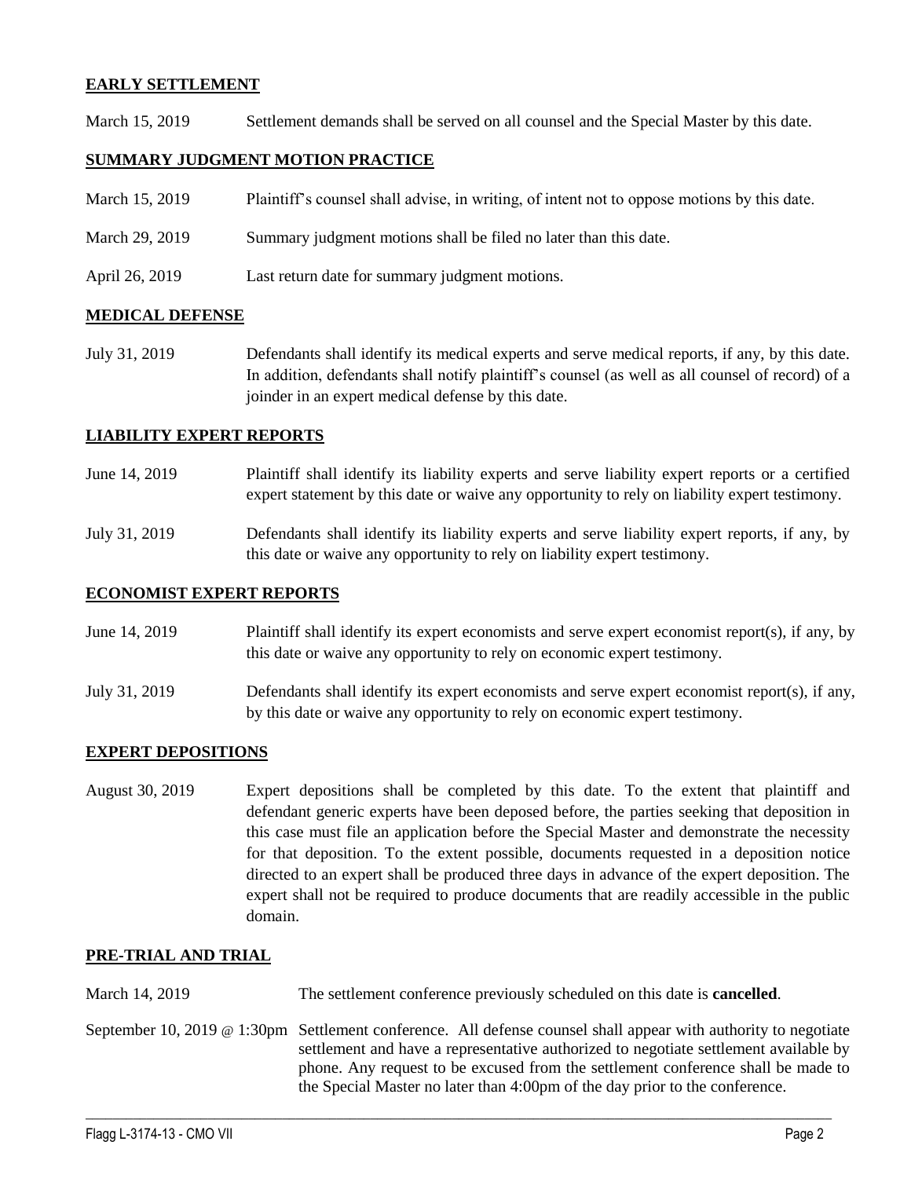## EARLY SETTLEMENT

March 15, 2019 Settlement demands shall be served on all counsel and the Special Master by this date.

## SUMMARY JUDGMENT MOTION PRACTICE

March 15, 2019 Plaintiff's counsel shall advise, in writing, of intent not to oppose motions by this date.

March 29, 2019 Summary judgment motions shall be filed no later than this date.

April 26, 2019 Last return date for summary judgment motions.

## MEDICAL DEFENSE

July 31, 2019 Defendants shall identify its medical experts and serve medical reports, if any, by this date. In addition, defendants shall notify plaintiff's counsel (as well as all counsel of record) of a joinder in an expert medical defense by this date.

## LIABILITY EXPERT REPORTS

June 14, 2019 Plaintiff shall identify its liability experts and serve liability expert reports or a certified expert statement by this date or waive any opportunity to rely on liability expert testimony.

July 31, 2019 Defendants shall identify its liability experts and serve liability expert reports, if any, by this date or waive any opportunity to rely on liability expert testimony.

## ECONOMIST EXPERT REPORTS

June 14, 2019 Plaintiff shall identify its expert economists and serve expert economist report(s), if any, by this date or waive any opportunity to rely on economic expert testimony.

July 31, 2019 Defendants shall identify its expert economists and serve expert economist report(s), if any, by this date or waive any opportunity to rely on economic expert testimony.

## EXPERT DEPOSITIONS

August 30, 2019 Expert depositions shall be completed by this date. To the extent that plaintiff and defendant generic experts have been deposed before, the parties seeking that deposition in this case must file an application before the Special Master and demonstrate the necessity for that deposition. To the extent possible, documents requested in a deposition notice directed to an expert shall be produced three days in advance of the expert deposition. The expert shall not be required to produce documents that are readily accessible in the public domain.

## PRE-TRIAL AND TRIAL

March 14, 2019 The settlement conference previously scheduled on this date is **cancelled**.

September 10, 2019 @ 1:30pm Settlement conference. All defense counsel shall appear with authority to negotiate settlement and have a representative authorized to negotiate settlement available by phone. Any request to be excused from the settlement conference shall be made to the Special Master no later than 4:00pm of the day prior to the conference.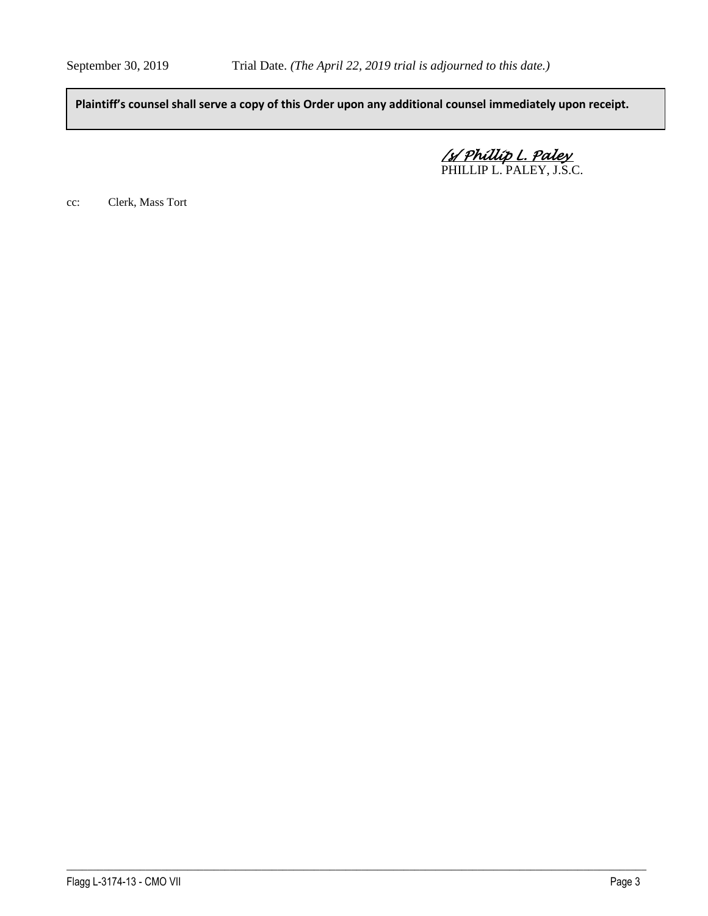| | |
|---|---|
| September 30, 2019 | Trial Date. *(The April 22, 2019 trial is adjourned to this date.)* |

**Plaintiff's counsel shall serve a copy of this Order upon any additional counsel immediately upon receipt.**

*/s/ Phillip L. Paley*
PHILLIP L. PALEY, J.S.C.

cc: Clerk, Mass Tort